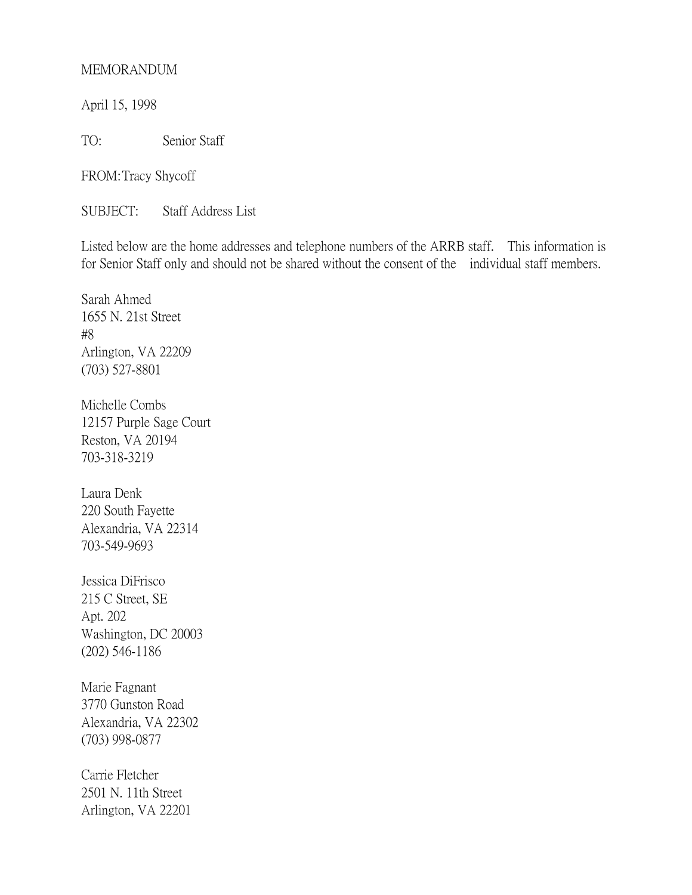MEMORANDUM

April 15, 1998

TO: Senior Staff

FROM: Tracy Shycoff

SUBJECT: Staff Address List

Listed below are the home addresses and telephone numbers of the ARRB staff. This information is for Senior Staff only and should not be shared without the consent of the individual staff members.

Sarah Ahmed
1655 N. 21st Street
#8
Arlington, VA 22209
(703) 527-8801

Michelle Combs
12157 Purple Sage Court
Reston, VA 20194
703-318-3219

Laura Denk
220 South Fayette
Alexandria, VA 22314
703-549-9693

Jessica DiFrisco
215 C Street, SE
Apt. 202
Washington, DC 20003
(202) 546-1186

Marie Fagnant
3770 Gunston Road
Alexandria, VA 22302
(703) 998-0877

Carrie Fletcher
2501 N. 11th Street
Arlington, VA 22201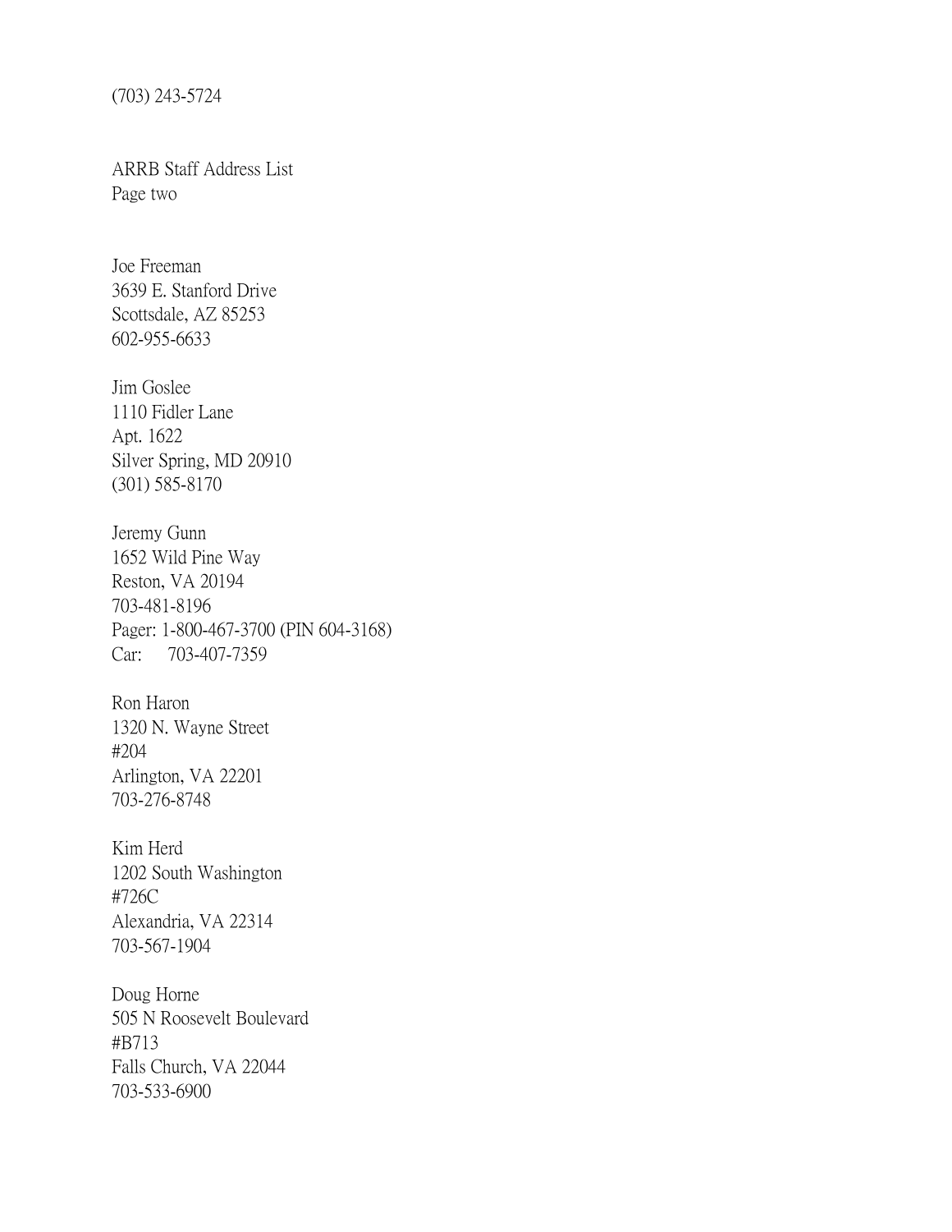(703) 243-5724

ARRB Staff Address List
Page two

Joe Freeman
3639 E. Stanford Drive
Scottsdale, AZ 85253
602-955-6633

Jim Goslee
1110 Fidler Lane
Apt. 1622
Silver Spring, MD 20910
(301) 585-8170

Jeremy Gunn
1652 Wild Pine Way
Reston, VA 20194
703-481-8196
Pager: 1-800-467-3700 (PIN 604-3168)
Car: 703-407-7359

Ron Haron
1320 N. Wayne Street
#204
Arlington, VA 22201
703-276-8748

Kim Herd
1202 South Washington
#726C
Alexandria, VA 22314
703-567-1904

Doug Horne
505 N Roosevelt Boulevard
#B713
Falls Church, VA 22044
703-533-6900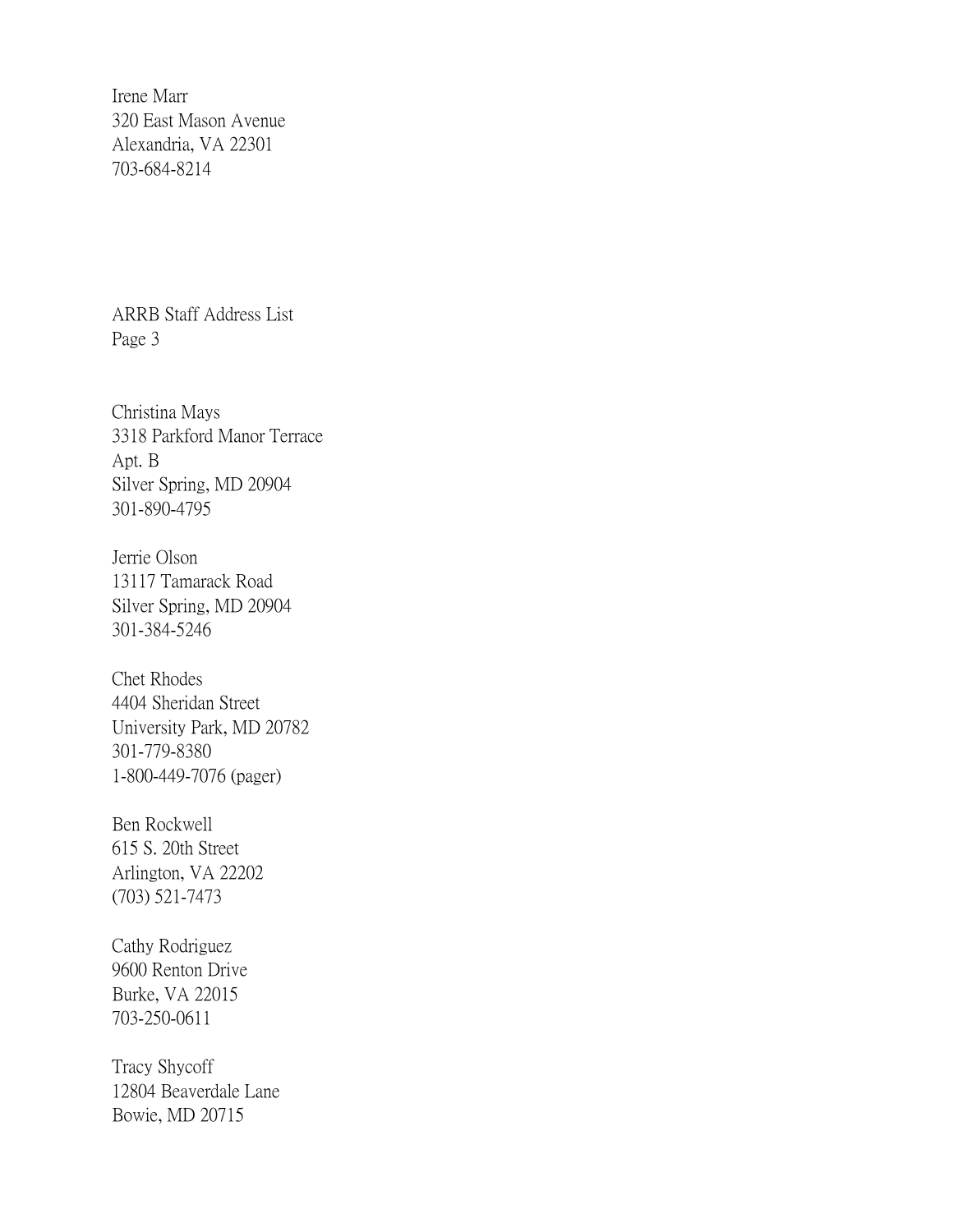Irene Marr
320 East Mason Avenue
Alexandria, VA 22301
703-684-8214

Christina Mays
3318 Parkford Manor Terrace
Apt. B
Silver Spring, MD 20904
301-890-4795

Jerrie Olson
13117 Tamarack Road
Silver Spring, MD 20904
301-384-5246

Chet Rhodes
4404 Sheridan Street
University Park, MD 20782
301-779-8380
1-800-449-7076 (pager)

Ben Rockwell
615 S. 20th Street
Arlington, VA 22202
(703) 521-7473

Cathy Rodriguez
9600 Renton Drive
Burke, VA 22015
703-250-0611

Tracy Shycoff
12804 Beaverdale Lane
Bowie, MD 20715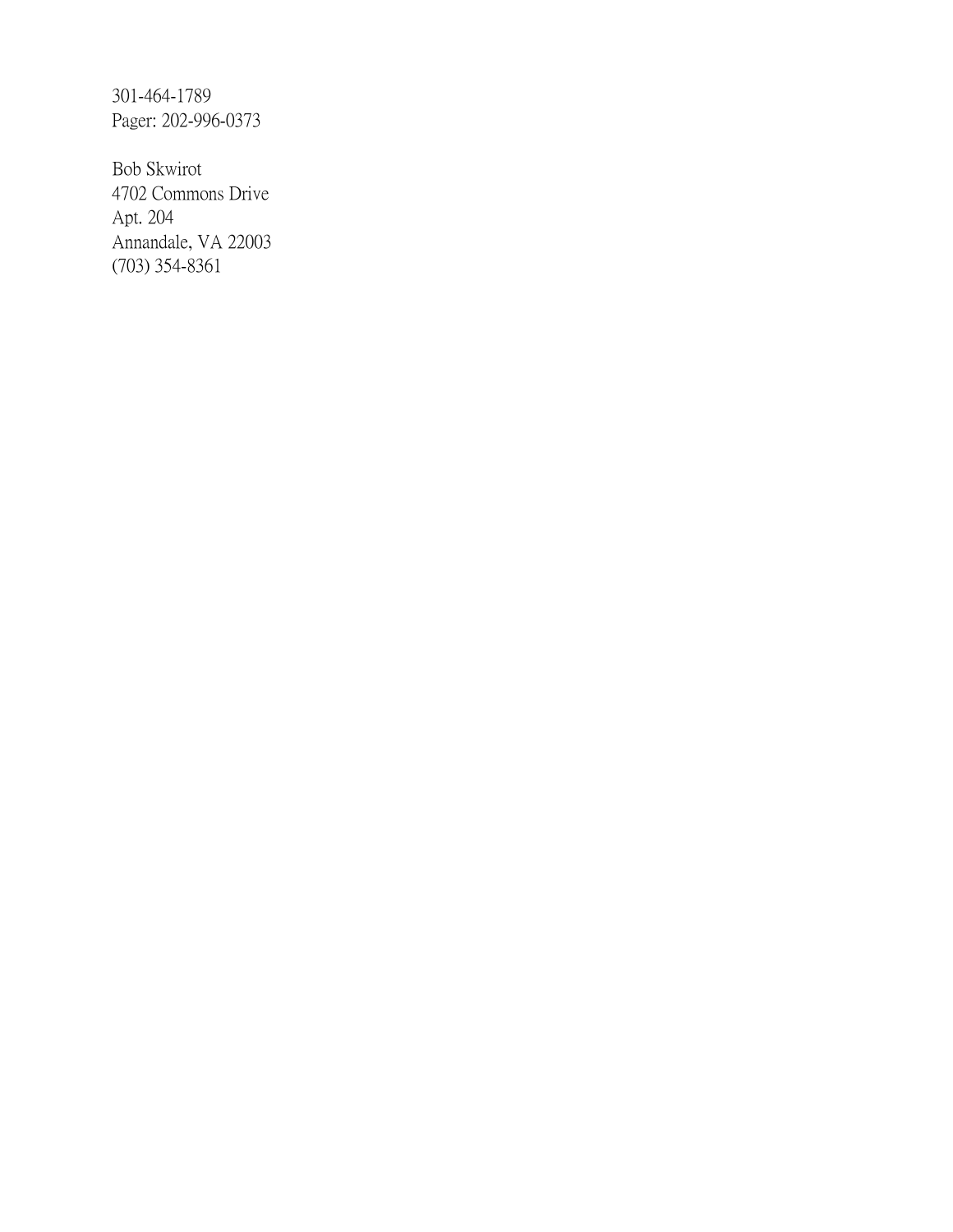301-464-1789
Pager: 202-996-0373

Bob Skwirot
4702 Commons Drive
Apt. 204
Annandale, VA 22003
(703) 354-8361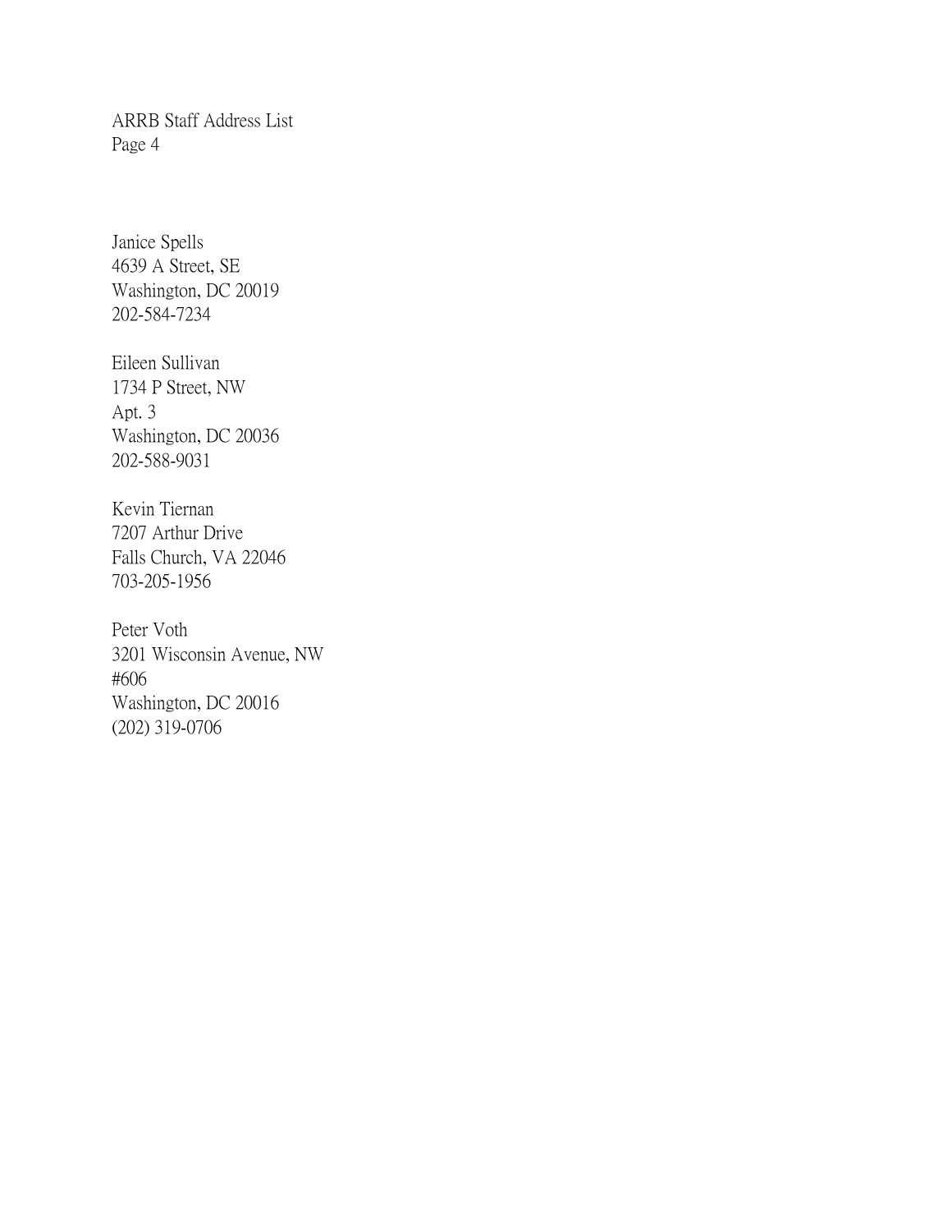Janice Spells
4639 A Street, SE
Washington, DC 20019
202-584-7234

Eileen Sullivan
1734 P Street, NW
Apt. 3
Washington, DC 20036
202-588-9031

Kevin Tiernan
7207 Arthur Drive
Falls Church, VA 22046
703-205-1956

Peter Voth
3201 Wisconsin Avenue, NW
#606
Washington, DC 20016
(202) 319-0706